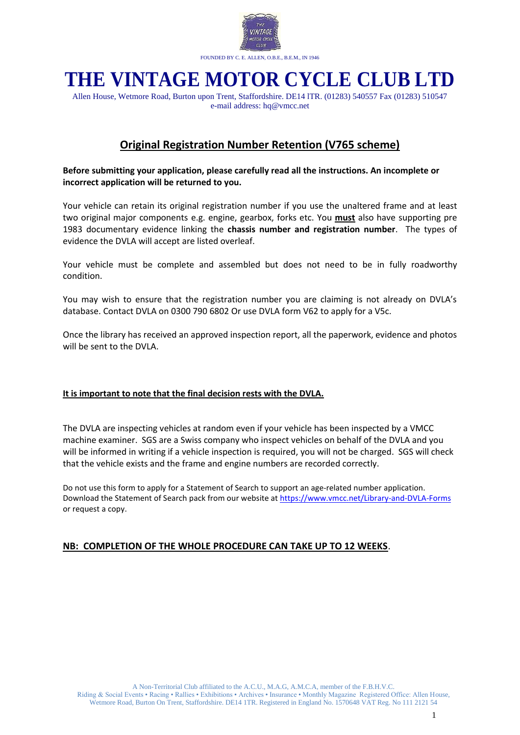FOUNDED BY C. E. ALLEN, O.B.E., B.E.M., IN 1946

# THE VINTAGE MOTOR CYCLE CLUB LTD

Allen House, Wetmore Road, Burton upon Trent, Staffordshire. DE14 lTR. (01283) 540557 Fax (01283) 510547
e-mail address: hq@vmcc.net

## Original Registration Number Retention (V765 scheme)

**Before submitting your application, please carefully read all the instructions. An incomplete or incorrect application will be returned to you.**

Your vehicle can retain its original registration number if you use the unaltered frame and at least two original major components e.g. engine, gearbox, forks etc. You **must** also have supporting pre 1983 documentary evidence linking the **chassis number and registration number**. The types of evidence the DVLA will accept are listed overleaf.

Your vehicle must be complete and assembled but does not need to be in fully roadworthy condition.

You may wish to ensure that the registration number you are claiming is not already on DVLA's database. Contact DVLA on 0300 790 6802 Or use DVLA form V62 to apply for a V5c.

Once the library has received an approved inspection report, all the paperwork, evidence and photos will be sent to the DVLA.

**It is important to note that the final decision rests with the DVLA.**

The DVLA are inspecting vehicles at random even if your vehicle has been inspected by a VMCC machine examiner. SGS are a Swiss company who inspect vehicles on behalf of the DVLA and you will be informed in writing if a vehicle inspection is required, you will not be charged. SGS will check that the vehicle exists and the frame and engine numbers are recorded correctly.

Do not use this form to apply for a Statement of Search to support an age-related number application. Download the Statement of Search pack from our website at https://www.vmcc.net/Library-and-DVLA-Forms or request a copy.

**NB: COMPLETION OF THE WHOLE PROCEDURE CAN TAKE UP TO 12 WEEKS**.

A Non-Territorial Club affiliated to the A.C.U., M.A.G, A.M.C.A, member of the F.B.H.V.C.
Riding & Social Events • Racing • Rallies • Exhibitions • Archives • Insurance • Monthly Magazine Registered Office: Allen House, Wetmore Road, Burton On Trent, Staffordshire. DE14 1TR. Registered in England No. 1570648 VAT Reg. No 111 2121 54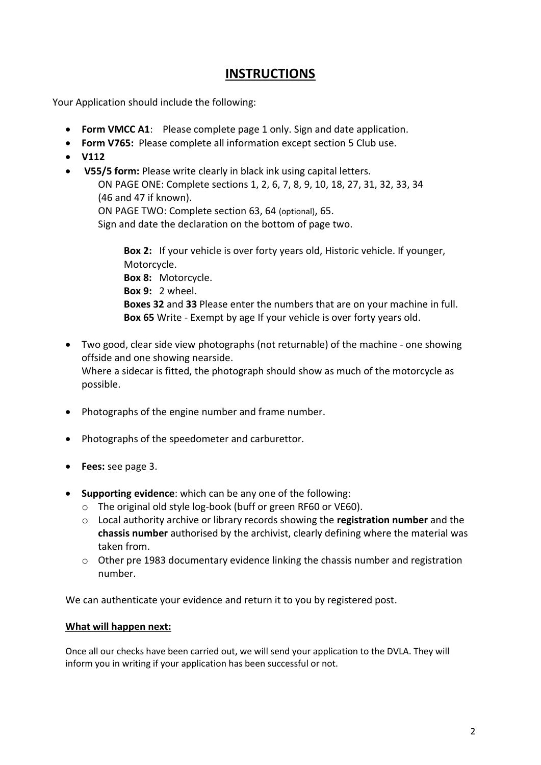# INSTRUCTIONS

Your Application should include the following:

- **Form VMCC A1**: Please complete page 1 only. Sign and date application.
- **Form V765:** Please complete all information except section 5 Club use.
- **V112**
- **V55/5 form:** Please write clearly in black ink using capital letters.
  ON PAGE ONE: Complete sections 1, 2, 6, 7, 8, 9, 10, 18, 27, 31, 32, 33, 34 (46 and 47 if known).
  ON PAGE TWO: Complete section 63, 64 (optional), 65.
  Sign and date the declaration on the bottom of page two.

  **Box 2:** If your vehicle is over forty years old, Historic vehicle. If younger, Motorcycle.
  **Box 8:** Motorcycle.
  **Box 9:** 2 wheel.
  **Boxes 32** and **33** Please enter the numbers that are on your machine in full.
  **Box 65** Write - Exempt by age If your vehicle is over forty years old.

- Two good, clear side view photographs (not returnable) of the machine - one showing offside and one showing nearside.
  Where a sidecar is fitted, the photograph should show as much of the motorcycle as possible.

- Photographs of the engine number and frame number.

- Photographs of the speedometer and carburettor.

- **Fees:** see page 3.

- **Supporting evidence**: which can be any one of the following:
  - The original old style log-book (buff or green RF60 or VE60).
  - Local authority archive or library records showing the **registration number** and the **chassis number** authorised by the archivist, clearly defining where the material was taken from.
  - Other pre 1983 documentary evidence linking the chassis number and registration number.

We can authenticate your evidence and return it to you by registered post.

**What will happen next:**

Once all our checks have been carried out, we will send your application to the DVLA. They will inform you in writing if your application has been successful or not.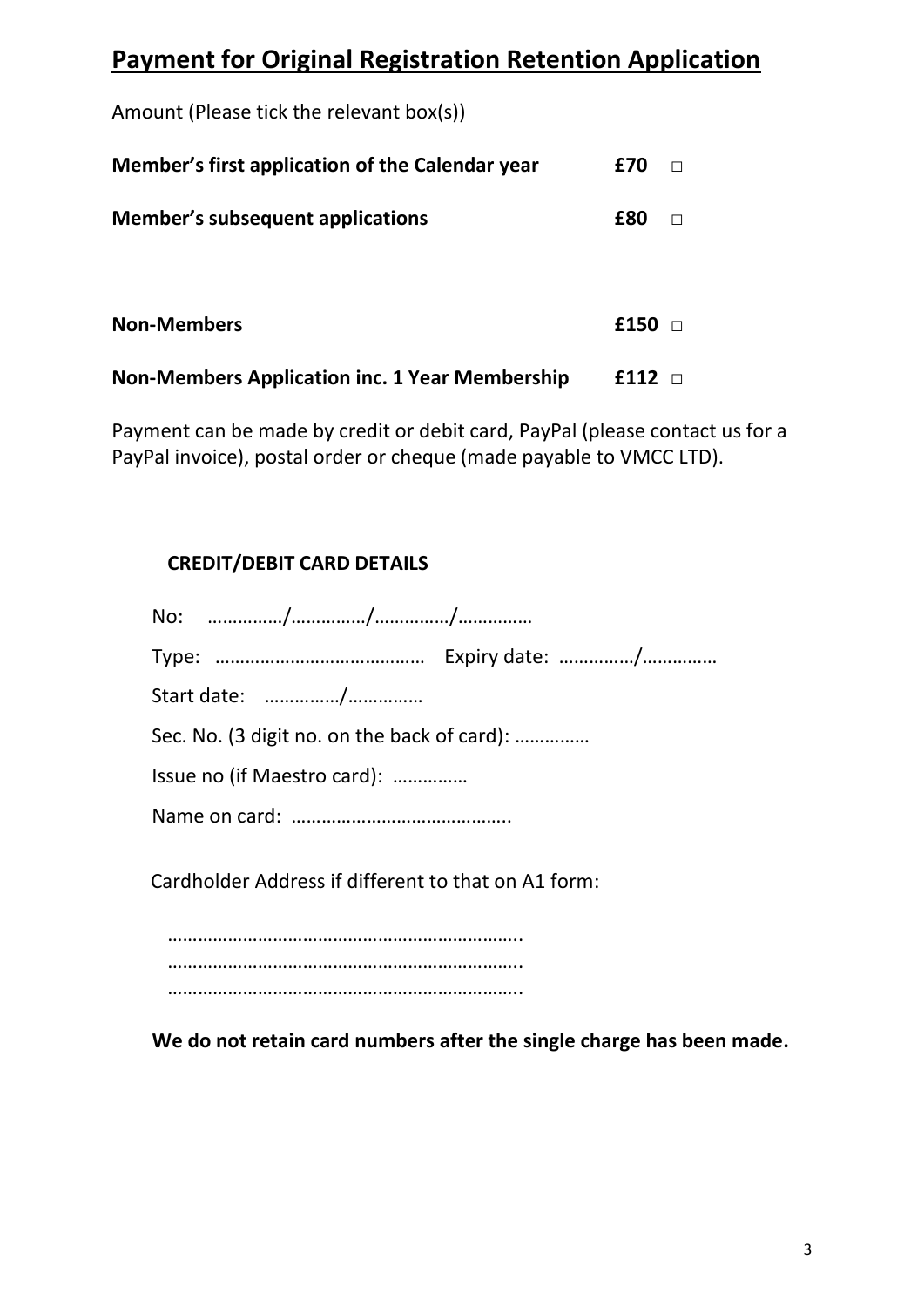# Payment for Original Registration Retention Application

Amount (Please tick the relevant box(s))

| | | |
|---|---|---|
| **Member's first application of the Calendar year** | **£70** | □ |
| **Member's subsequent applications** | **£80** | □ |
| **Non-Members** | **£150** | □ |
| **Non-Members Application inc. 1 Year Membership** | **£112** | □ |

Payment can be made by credit or debit card, PayPal (please contact us for a PayPal invoice), postal order or cheque (made payable to VMCC LTD).

**CREDIT/DEBIT CARD DETAILS**

No: ……………/……………/……………/……………

Type: …………………………………… Expiry date: ……………/……………

Start date: ……………/……………

Sec. No. (3 digit no. on the back of card): ……………

Issue no (if Maestro card): ……………

Name on card: ……………………………………..

Cardholder Address if different to that on A1 form:

……………………………………………………………..
……………………………………………………………..
……………………………………………………………..

**We do not retain card numbers after the single charge has been made.**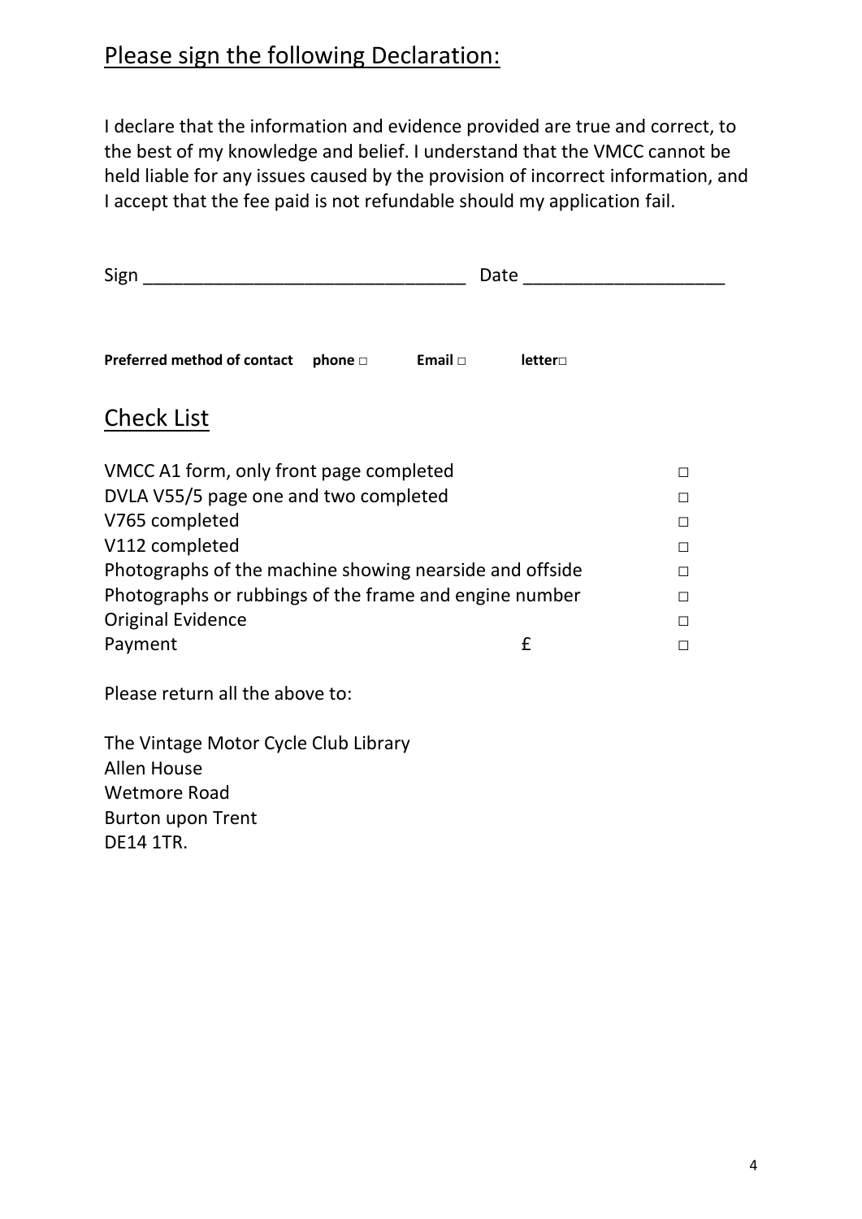## Please sign the following Declaration:

I declare that the information and evidence provided are true and correct, to the best of my knowledge and belief. I understand that the VMCC cannot be held liable for any issues caused by the provision of incorrect information, and I accept that the fee paid is not refundable should my application fail.

Sign _______________________________ Date ___________________

**Preferred method of contact phone □ Email □ letter□**

## Check List

| | | |
|---|---|---|
| VMCC A1 form, only front page completed | | □ |
| DVLA V55/5 page one and two completed | | □ |
| V765 completed | | □ |
| V112 completed | | □ |
| Photographs of the machine showing nearside and offside | | □ |
| Photographs or rubbings of the frame and engine number | | □ |
| Original Evidence | | □ |
| Payment | £ | □ |

Please return all the above to:

The Vintage Motor Cycle Club Library
Allen House
Wetmore Road
Burton upon Trent
DE14 1TR.